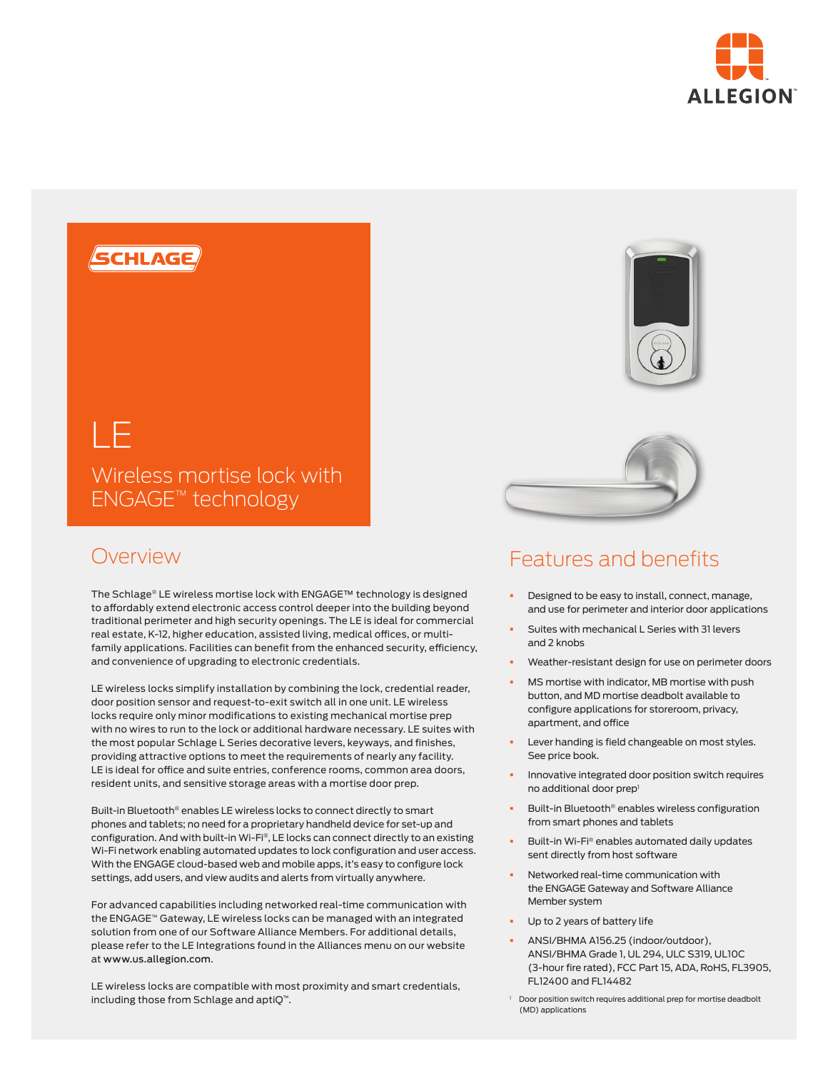ALLEGION

SCHLAGE

# LE

## Wireless mortise lock with ENGAGE™ technology

## Overview

The Schlage® LE wireless mortise lock with ENGAGE™ technology is designed to affordably extend electronic access control deeper into the building beyond traditional perimeter and high security openings. The LE is ideal for commercial real estate, K-12, higher education, assisted living, medical offices, or multi-family applications. Facilities can benefit from the enhanced security, efficiency, and convenience of upgrading to electronic credentials.

LE wireless locks simplify installation by combining the lock, credential reader, door position sensor and request-to-exit switch all in one unit. LE wireless locks require only minor modifications to existing mechanical mortise prep with no wires to run to the lock or additional hardware necessary. LE suites with the most popular Schlage L Series decorative levers, keyways, and finishes, providing attractive options to meet the requirements of nearly any facility. LE is ideal for office and suite entries, conference rooms, common area doors, resident units, and sensitive storage areas with a mortise door prep.

Built-in Bluetooth® enables LE wireless locks to connect directly to smart phones and tablets; no need for a proprietary handheld device for set-up and configuration. And with built-in Wi-Fi®, LE locks can connect directly to an existing Wi-Fi network enabling automated updates to lock configuration and user access. With the ENGAGE cloud-based web and mobile apps, it's easy to configure lock settings, add users, and view audits and alerts from virtually anywhere.

For advanced capabilities including networked real-time communication with the ENGAGE™ Gateway, LE wireless locks can be managed with an integrated solution from one of our Software Alliance Members. For additional details, please refer to the LE Integrations found in the Alliances menu on our website at www.us.allegion.com.

LE wireless locks are compatible with most proximity and smart credentials, including those from Schlage and aptiQ™.

## Features and benefits

- Designed to be easy to install, connect, manage, and use for perimeter and interior door applications
- Suites with mechanical L Series with 31 levers and 2 knobs
- Weather-resistant design for use on perimeter doors
- MS mortise with indicator, MB mortise with push button, and MD mortise deadbolt available to configure applications for storeroom, privacy, apartment, and office
- Lever handing is field changeable on most styles. See price book.
- Innovative integrated door position switch requires no additional door prep[1]
- Built-in Bluetooth® enables wireless configuration from smart phones and tablets
- Built-in Wi-Fi® enables automated daily updates sent directly from host software
- Networked real-time communication with the ENGAGE Gateway and Software Alliance Member system
- Up to 2 years of battery life
- ANSI/BHMA A156.25 (indoor/outdoor), ANSI/BHMA Grade 1, UL 294, ULC S319, UL10C (3-hour fire rated), FCC Part 15, ADA, RoHS, FL3905, FL12400 and FL14482

[1] Door position switch requires additional prep for mortise deadbolt (MD) applications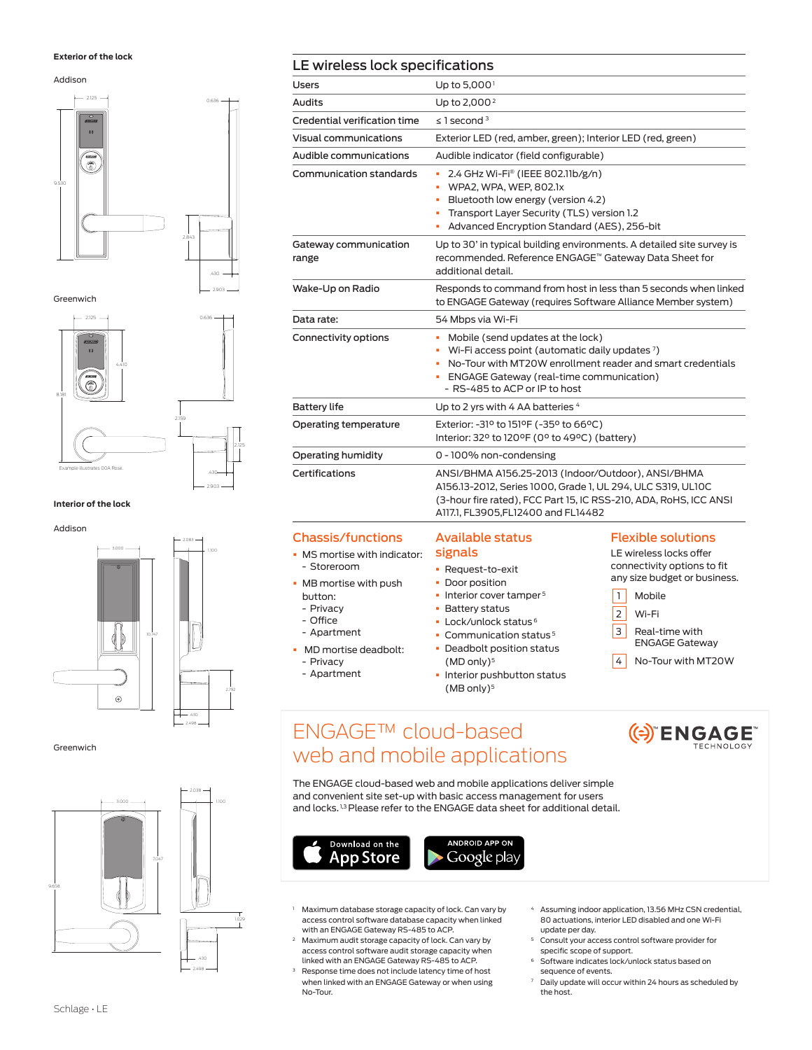## Exterior of the lock

Addison

Greenwich

Example illustrates 00A Rose.

## Interior of the lock

Addison

Greenwich

## LE wireless lock specifications

| | |
|---|---|
| Users | Up to 5,000[1] |
| Audits | Up to 2,000[2] |
| Credential verification time | ≤ 1 second[3] |
| Visual communications | Exterior LED (red, amber, green); Interior LED (red, green) |
| Audible communications | Audible indicator (field configurable) |
| Communication standards | ▪ 2.4 GHz Wi-Fi® (IEEE 802.11b/g/n)<br>▪ WPA2, WPA, WEP, 802.1x<br>▪ Bluetooth low energy (version 4.2)<br>▪ Transport Layer Security (TLS) version 1.2<br>▪ Advanced Encryption Standard (AES), 256-bit |
| Gateway communication range | Up to 30' in typical building environments. A detailed site survey is recommended. Reference ENGAGE™ Gateway Data Sheet for additional detail. |
| Wake-Up on Radio | Responds to command from host in less than 5 seconds when linked to ENGAGE Gateway (requires Software Alliance Member system) |
| Data rate: | 54 Mbps via Wi-Fi |
| Connectivity options | ▪ Mobile (send updates at the lock)<br>▪ Wi-Fi access point (automatic daily updates[7])<br>▪ No-Tour with MT20W enrollment reader and smart credentials<br>▪ ENGAGE Gateway (real-time communication)<br>- RS-485 to ACP or IP to host |
| Battery life | Up to 2 yrs with 4 AA batteries[4] |
| Operating temperature | Exterior: -31ºF to 151ºF (-35º to 66ºC)<br>Interior: 32º to 120ºF (0º to 49ºC) (battery) |
| Operating humidity | 0 - 100% non-condensing |
| Certifications | ANSI/BHMA A156.25-2013 (Indoor/Outdoor), ANSI/BHMA A156.13-2012, Series 1000, Grade 1, UL 294, ULC S319, UL10C (3-hour fire rated), FCC Part 15, IC RSS-210, ADA, RoHS, ICC ANSI A117.1, FL3905,FL12400 and FL14482 |

### Chassis/functions

- MS mortise with indicator:
  - Storeroom
- MB mortise with push button:
  - Privacy
  - Office
  - Apartment
- MD mortise deadbolt:
  - Privacy
  - Apartment

### Available status signals

- Request-to-exit
- Door position
- Interior cover tamper[5]
- Battery status
- Lock/unlock status[6]
- Communication status[5]
- Deadbolt position status (MD only)[5]
- Interior pushbutton status (MB only)[5]

### Flexible solutions

LE wireless locks offer connectivity options to fit any size budget or business.

1. Mobile
2. Wi-Fi
3. Real-time with ENGAGE Gateway
4. No-Tour with MT20W

## ENGAGE™ cloud-based web and mobile applications

ENGAGE TECHNOLOGY

The ENGAGE cloud-based web and mobile applications deliver simple and convenient site set-up with basic access management for users and locks.[1,3] Please refer to the ENGAGE data sheet for additional detail.

Download on the App Store | ANDROID APP ON Google play

1. Maximum database storage capacity of lock. Can vary by access control software database capacity when linked with an ENGAGE Gateway RS-485 to ACP.
2. Maximum audit storage capacity of lock. Can vary by access control software audit storage capacity when linked with an ENGAGE Gateway RS-485 to ACP.
3. Response time does not include latency time of host when linked with an ENGAGE Gateway or when using No-Tour.
4. Assuming indoor application, 13.56 MHz CSN credential, 80 actuations, interior LED disabled and one Wi-Fi update per day.
5. Consult your access control software provider for specific scope of support.
6. Software indicates lock/unlock status based on sequence of events.
7. Daily update will occur within 24 hours as scheduled by the host.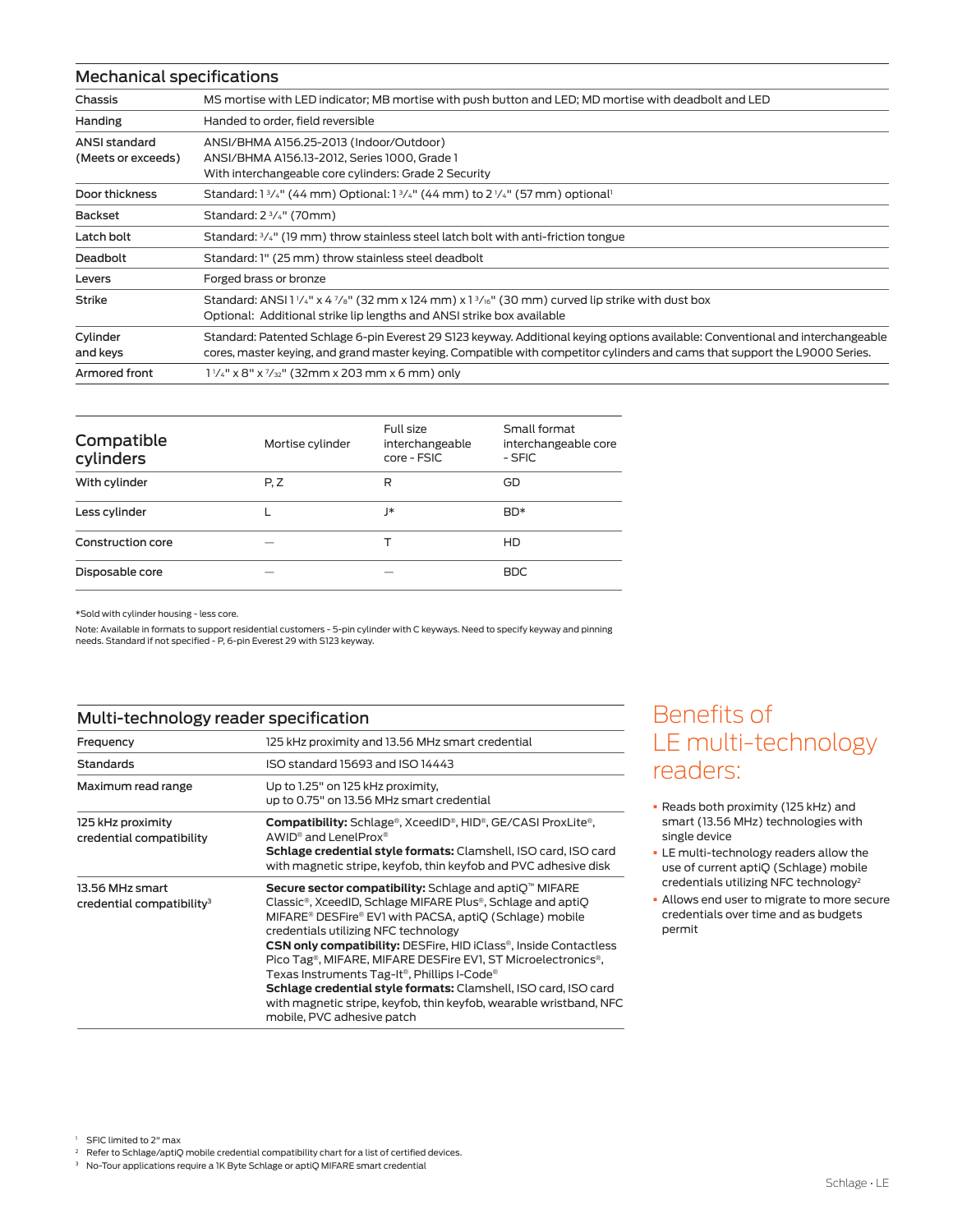## Mechanical specifications

| | |
|---|---|
| Chassis | MS mortise with LED indicator; MB mortise with push button and LED; MD mortise with deadbolt and LED |
| Handing | Handed to order, field reversible |
| ANSI standard (Meets or exceeds) | ANSI/BHMA A156.25-2013 (Indoor/Outdoor)<br>ANSI/BHMA A156.13-2012, Series 1000, Grade 1<br>With interchangeable core cylinders: Grade 2 Security |
| Door thickness | Standard: 1 3/4" (44 mm) Optional: 1 3/4" (44 mm) to 2 1/4" (57 mm) optional[1] |
| Backset | Standard: 2 3/4" (70mm) |
| Latch bolt | Standard: 3/4" (19 mm) throw stainless steel latch bolt with anti-friction tongue |
| Deadbolt | Standard: 1" (25 mm) throw stainless steel deadbolt |
| Levers | Forged brass or bronze |
| Strike | Standard: ANSI 1 1/4" x 4 7/8" (32 mm x 124 mm) x 1 3/16" (30 mm) curved lip strike with dust box<br>Optional: Additional strike lip lengths and ANSI strike box available |
| Cylinder and keys | Standard: Patented Schlage 6-pin Everest 29 S123 keyway. Additional keying options available: Conventional and interchangeable cores, master keying, and grand master keying. Compatible with competitor cylinders and cams that support the L9000 Series. |
| Armored front | 1 1/4" x 8" x 7/32" (32mm x 203 mm x 6 mm) only |

| Compatible cylinders | Mortise cylinder | Full size interchangeable core - FSIC | Small format interchangeable core - SFIC |
|---|---|---|---|
| With cylinder | P, Z | R | GD |
| Less cylinder | L | J* | BD* |
| Construction core | — | T | HD |
| Disposable core | — | — | BDC |

*Sold with cylinder housing - less core.

Note: Available in formats to support residential customers - 5-pin cylinder with C keyways. Need to specify keyway and pinning needs. Standard if not specified - P, 6-pin Everest 29 with S123 keyway.

## Multi-technology reader specification

| | |
|---|---|
| Frequency | 125 kHz proximity and 13.56 MHz smart credential |
| Standards | ISO standard 15693 and ISO 14443 |
| Maximum read range | Up to 1.25" on 125 kHz proximity,<br>up to 0.75" on 13.56 MHz smart credential |
| 125 kHz proximity credential compatibility | **Compatibility:** Schlage®, XceedID®, HID®, GE/CASI ProxLite®, AWID® and LenelProx®<br>**Schlage credential style formats:** Clamshell, ISO card, ISO card with magnetic stripe, keyfob, thin keyfob and PVC adhesive disk |
| 13.56 MHz smart credential compatibility[3] | **Secure sector compatibility:** Schlage and aptiQ™ MIFARE Classic®, XceedID, Schlage MIFARE Plus®, Schlage and aptiQ MIFARE® DESFire® EV1 with PACSA, aptiQ (Schlage) mobile credentials utilizing NFC technology<br>**CSN only compatibility:** DESFire, HID iClass®, Inside Contactless Pico Tag®, MIFARE, MIFARE DESFire EV1, ST Microelectronics®, Texas Instruments Tag-It®, Phillips I-Code®<br>**Schlage credential style formats:** Clamshell, ISO card, ISO card with magnetic stripe, keyfob, thin keyfob, wearable wristband, NFC mobile, PVC adhesive patch |

## Benefits of LE multi-technology readers:

- Reads both proximity (125 kHz) and smart (13.56 MHz) technologies with single device
- LE multi-technology readers allow the use of current aptiQ (Schlage) mobile credentials utilizing NFC technology[2]
- Allows end user to migrate to more secure credentials over time and as budgets permit

[1] SFIC limited to 2" max

[2] Refer to Schlage/aptiQ mobile credential compatibility chart for a list of certified devices.

[3] No-Tour applications require a 1K Byte Schlage or aptiQ MIFARE smart credential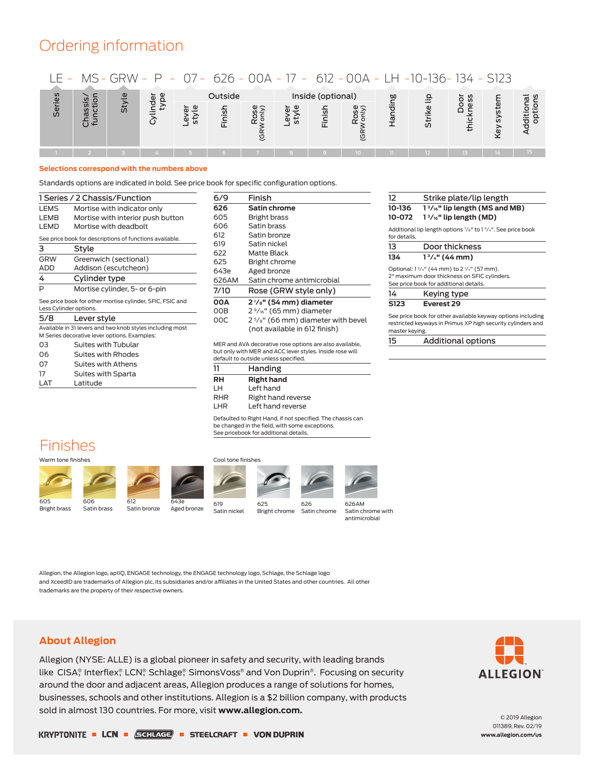# Ordering information

LE - MS - GRW - P - 07 - 626 - 00A - 17 - 612 - 00A - LH - 10-136 - 134 - S123

| Series | Chassis/function | Style | Cylinder type | Outside | | | Inside (optional) | | | Handing | Strike lip | Door thickness | Key system | Additional options |
|---|---|---|---|---|---|---|---|---|---|---|---|---|---|---|
| | | | | Lever style | Finish | Rose (GRW only) | Lever style | Finish | Rose (GRW only) | | | | | |
| 1 | 2 | 3 | 4 | 5 | 6 | 7 | 8 | 9 | 10 | 11 | 12 | 13 | 14 | 15 |

**Selections correspond with the numbers above**

Standards options are indicated in bold. See price book for specific configuration options.

| 1 Series / 2 Chassis/Function | |
|---|---|
| LEMS | Mortise with indicator only |
| LEMB | Mortise with interior push button |
| LEMD | Mortise with deadbolt |

See price book for descriptions of functions available.

| 3 | Style |
|---|---|
| GRW | Greenwich (sectional) |
| ADD | Addison (escutcheon) |

| 4 | Cylinder type |
|---|---|
| P | Mortise cylinder, 5- or 6-pin |

See price book for other mortise cylinder, SFIC, FSIC and Less Cylinder options.

| 5/8 | Lever style |
|---|---|
| 03 | Suites with Tubular |
| 06 | Suites with Rhodes |
| 07 | Suites with Athens |
| 17 | Suites with Sparta |
| LAT | Latitude |

Available in 31 levers and two knob styles including most M Series decorative lever options. Examples: (see table above)

| 6/9 | Finish |
|---|---|
| **626** | **Satin chrome** |
| 605 | Bright brass |
| 606 | Satin brass |
| 612 | Satin bronze |
| 619 | Satin nickel |
| 622 | Matte Black |
| 625 | Bright chrome |
| 643e | Aged bronze |
| 626AM | Satin chrome antimicrobial |

| 7/10 | Rose (GRW style only) |
|---|---|
| **00A** | **2 1/8" (54 mm) diameter** |
| 00B | 2 9/16" (65 mm) diameter |
| 00C | 2 5/8" (66 mm) diameter with bevel (not available in 612 finish) |

MER and AVA decorative rose options are also available, but only with MER and ACC lever styles. Inside rose will default to outside unless specified.

| 11 | Handing |
|---|---|
| **RH** | **Right hand** |
| LH | Left hand |
| RHR | Right hand reverse |
| LHR | Left hand reverse |

Defaulted to Right Hand, if not specified. The chassis can be changed in the field, with some exceptions. See pricebook for additional details.

| 12 | Strike plate/lip length |
|---|---|
| **10-136** | **1 3/16" lip length (MS and MB)** |
| **10-072** | **1 3/16" lip length (MD)** |

Additional lip length options 7/8" to 1 1/4". See price book for details.

| 13 | Door thickness |
|---|---|
| **134** | **1 3/4" (44 mm)** |

Optional: 1 3/4" (44 mm) to 2 1/4" (57 mm).
2" maximum door thickness on SFIC cylinders.
See price book for additional details.

| 14 | Keying type |
|---|---|
| **S123** | **Everest 29** |

See price book for other available keyway options including restricted keyways in Primus XP high security cylinders and master keying.

| 15 | Additional options |
|---|---|

# Finishes

Warm tone finishes

605 Bright brass
606 Satin brass
612 Satin bronze
643e Aged bronze

Cool tone finishes

619 Satin nickel
625 Bright chrome
626 Satin chrome
626AM Satin chrome with antimicrobial

Allegion, the Allegion logo, aptiQ, ENGAGE technology, the ENGAGE technology logo, Schlage, the Schlage logo and XceedID are trademarks of Allegion plc, its subsidiaries and/or affiliates in the United States and other countries. All other trademarks are the property of their respective owners.

## About Allegion

Allegion (NYSE: ALLE) is a global pioneer in safety and security, with leading brands like CISA®, Interflex®, LCN®, Schlage®, SimonsVoss® and Von Duprin®. Focusing on security around the door and adjacent areas, Allegion produces a range of solutions for homes, businesses, schools and other institutions. Allegion is a $2 billion company, with products sold in almost 130 countries. For more, visit **www.allegion.com.**

KRYPTONITE ■ LCN ■ SCHLAGE ■ STEELCRAFT ■ VON DUPRIN

ALLEGION™

© 2019 Allegion
011389, Rev. 02/19
**www.allegion.com/us**